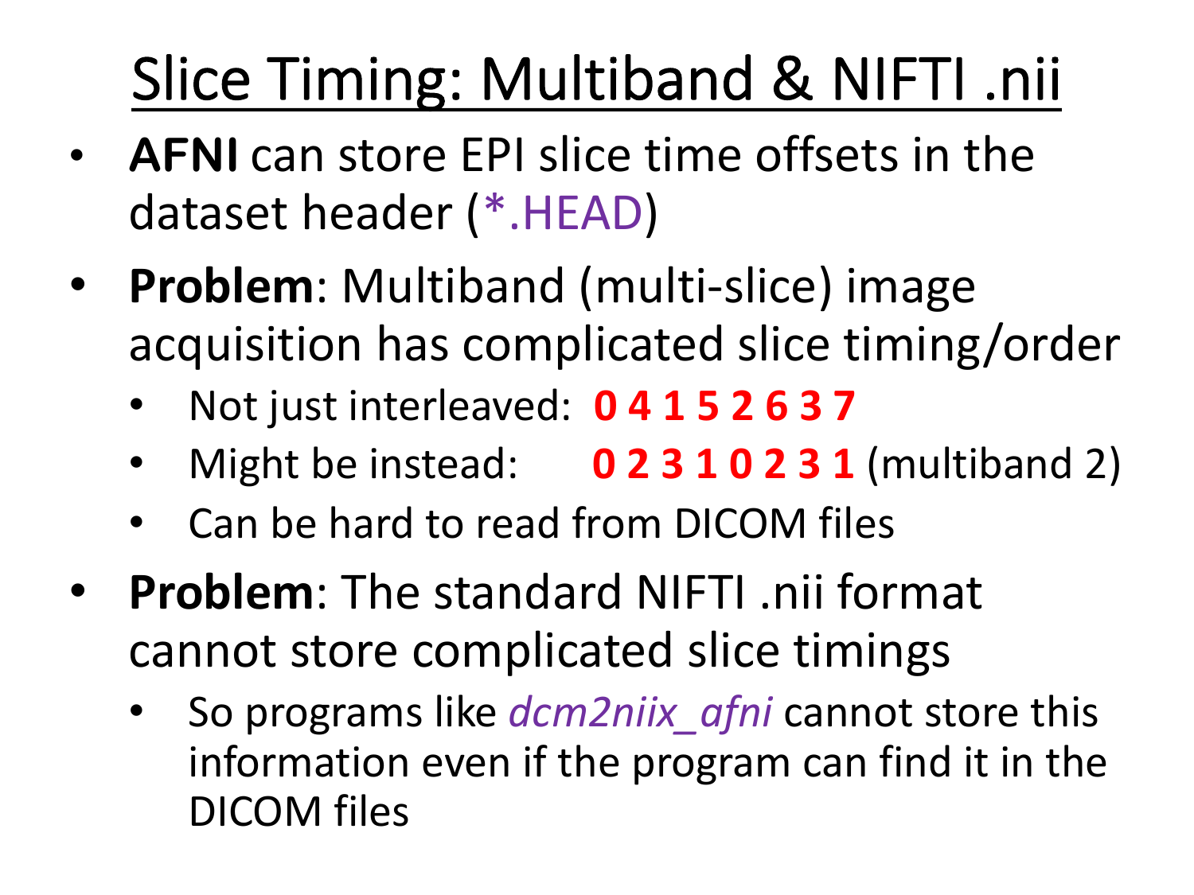# Slice Timing: Multiband & NIFTI .nii

- **AFNI** can store EPI slice time offsets in the dataset header (*.HEAD)
- **Problem**: Multiband (multi-slice) image acquisition has complicated slice timing/order
  - Not just interleaved: **0 4 1 5 2 6 3 7**
  - Might be instead: **0 2 3 1 0 2 3 1** (multiband 2)
  - Can be hard to read from DICOM files
- **Problem**: The standard NIFTI .nii format cannot store complicated slice timings
  - So programs like *dcm2niix_afni* cannot store this information even if the program can find it in the DICOM files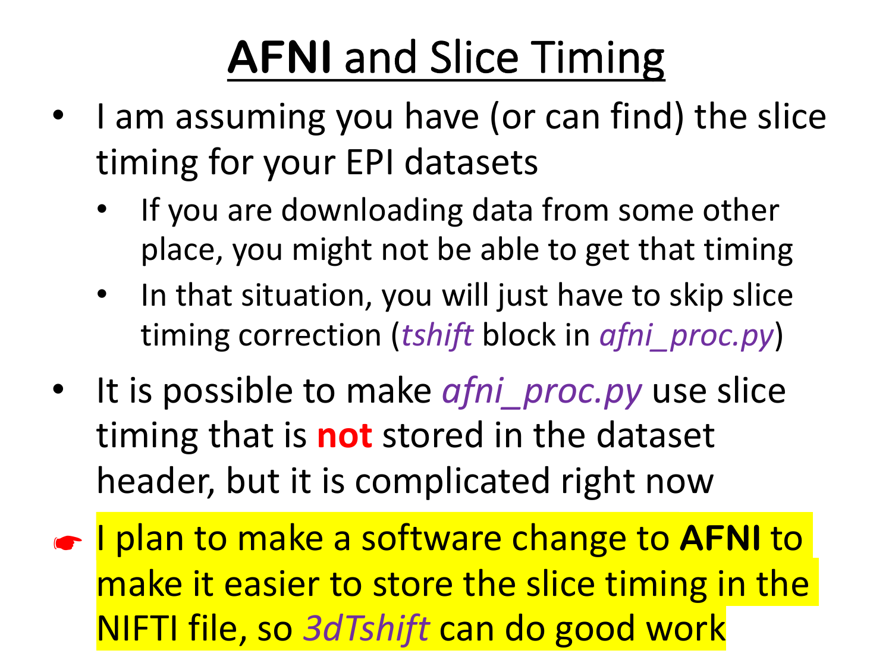# AFNI and Slice Timing

- I am assuming you have (or can find) the slice timing for your EPI datasets
  - If you are downloading data from some other place, you might not be able to get that timing
  - In that situation, you will just have to skip slice timing correction (*tshift* block in *afni_proc.py*)
- It is possible to make *afni_proc.py* use slice timing that is **not** stored in the dataset header, but it is complicated right now
- ☛ I plan to make a software change to **AFNI** to make it easier to store the slice timing in the NIFTI file, so *3dTshift* can do good work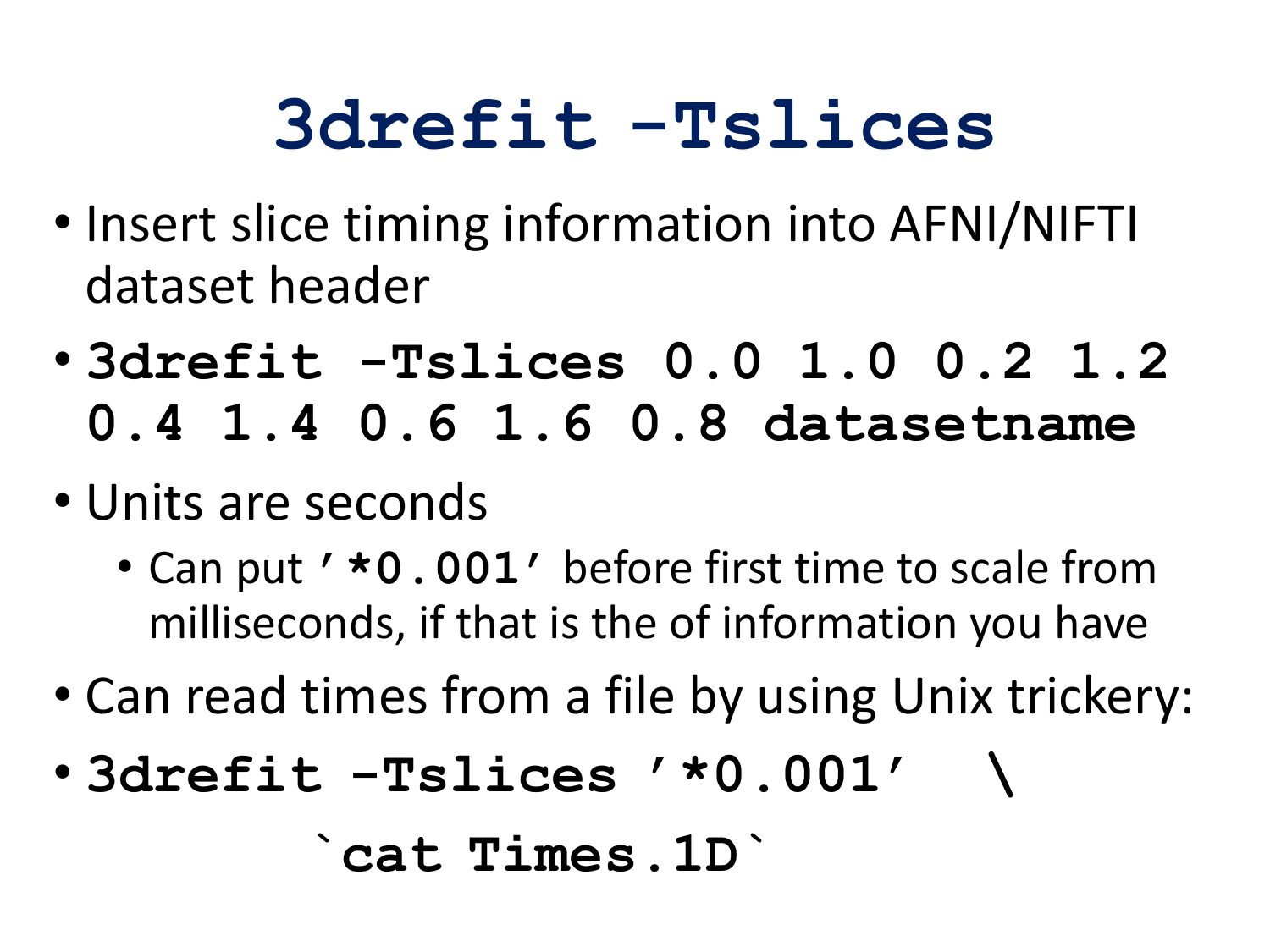# 3drefit -Tslices

- Insert slice timing information into AFNI/NIFTI dataset header
- **3drefit -Tslices 0.0 1.0 0.2 1.2 0.4 1.4 0.6 1.6 0.8 datasetname**
- Units are seconds
  - Can put **'*0.001'** before first time to scale from milliseconds, if that is the of information you have
- Can read times from a file by using Unix trickery:
- **3drefit -Tslices '*0.001' \\**

  **`cat Times.1D`**